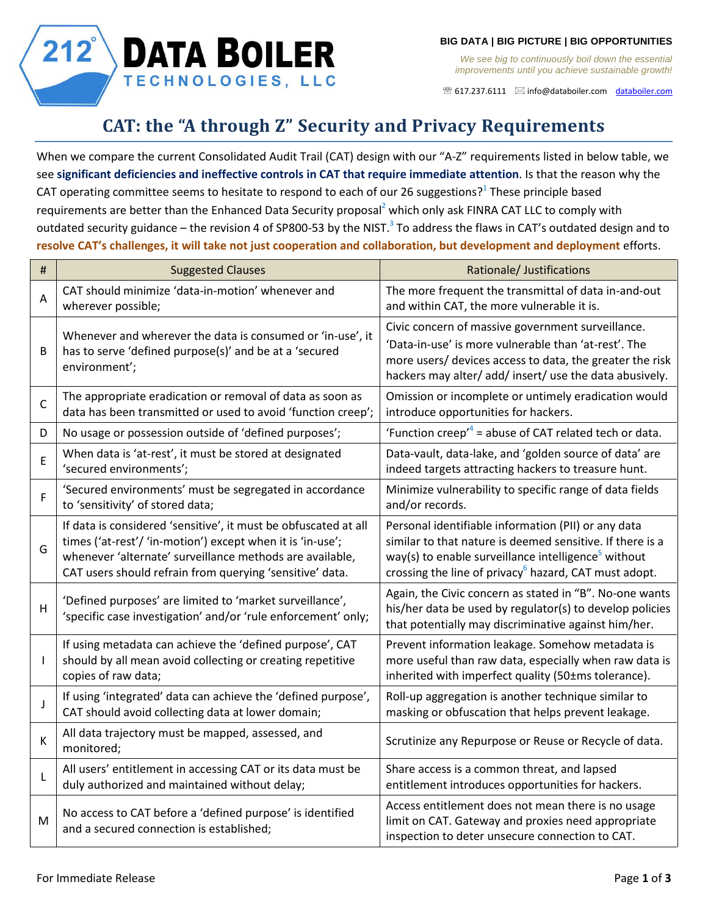**212° DATA BOILER TECHNOLOGIES, LLC**

**BIG DATA | BIG PICTURE | BIG OPPORTUNITIES**

*We see big to continuously boil down the essential improvements until you achieve sustainable growth!*

☏ 617.237.6111 ✉ info@databoiler.com databoiler.com

# CAT: the "A through Z" Security and Privacy Requirements

When we compare the current Consolidated Audit Trail (CAT) design with our "A-Z" requirements listed in below table, we see **significant deficiencies and ineffective controls in CAT that require immediate attention**. Is that the reason why the CAT operating committee seems to hesitate to respond to each of our 26 suggestions?[1] These principle based requirements are better than the Enhanced Data Security proposal[2] which only ask FINRA CAT LLC to comply with outdated security guidance – the revision 4 of SP800-53 by the NIST.[3] To address the flaws in CAT's outdated design and to **resolve CAT's challenges, it will take not just cooperation and collaboration, but development and deployment** efforts.

| # | Suggested Clauses | Rationale/ Justifications |
|---|---|---|
| A | CAT should minimize 'data-in-motion' whenever and wherever possible; | The more frequent the transmittal of data in-and-out and within CAT, the more vulnerable it is. |
| B | Whenever and wherever the data is consumed or 'in-use', it has to serve 'defined purpose(s)' and be at a 'secured environment'; | Civic concern of massive government surveillance. 'Data-in-use' is more vulnerable than 'at-rest'. The more users/ devices access to data, the greater the risk hackers may alter/ add/ insert/ use the data abusively. |
| C | The appropriate eradication or removal of data as soon as data has been transmitted or used to avoid 'function creep'; | Omission or incomplete or untimely eradication would introduce opportunities for hackers. |
| D | No usage or possession outside of 'defined purposes'; | 'Function creep'[4] = abuse of CAT related tech or data. |
| E | When data is 'at-rest', it must be stored at designated 'secured environments'; | Data-vault, data-lake, and 'golden source of data' are indeed targets attracting hackers to treasure hunt. |
| F | 'Secured environments' must be segregated in accordance to 'sensitivity' of stored data; | Minimize vulnerability to specific range of data fields and/or records. |
| G | If data is considered 'sensitive', it must be obfuscated at all times ('at-rest'/ 'in-motion') except when it is 'in-use'; whenever 'alternate' surveillance methods are available, CAT users should refrain from querying 'sensitive' data. | Personal identifiable information (PII) or any data similar to that nature is deemed sensitive. If there is a way(s) to enable surveillance intelligence[5] without crossing the line of privacy[6] hazard, CAT must adopt. |
| H | 'Defined purposes' are limited to 'market surveillance', 'specific case investigation' and/or 'rule enforcement' only; | Again, the Civic concern as stated in "B". No-one wants his/her data be used by regulator(s) to develop policies that potentially may discriminative against him/her. |
| I | If using metadata can achieve the 'defined purpose', CAT should by all mean avoid collecting or creating repetitive copies of raw data; | Prevent information leakage. Somehow metadata is more useful than raw data, especially when raw data is inherited with imperfect quality (50±ms tolerance). |
| J | If using 'integrated' data can achieve the 'defined purpose', CAT should avoid collecting data at lower domain; | Roll-up aggregation is another technique similar to masking or obfuscation that helps prevent leakage. |
| K | All data trajectory must be mapped, assessed, and monitored; | Scrutinize any Repurpose or Reuse or Recycle of data. |
| L | All users' entitlement in accessing CAT or its data must be duly authorized and maintained without delay; | Share access is a common threat, and lapsed entitlement introduces opportunities for hackers. |
| M | No access to CAT before a 'defined purpose' is identified and a secured connection is established; | Access entitlement does not mean there is no usage limit on CAT. Gateway and proxies need appropriate inspection to deter unsecure connection to CAT. |

For Immediate Release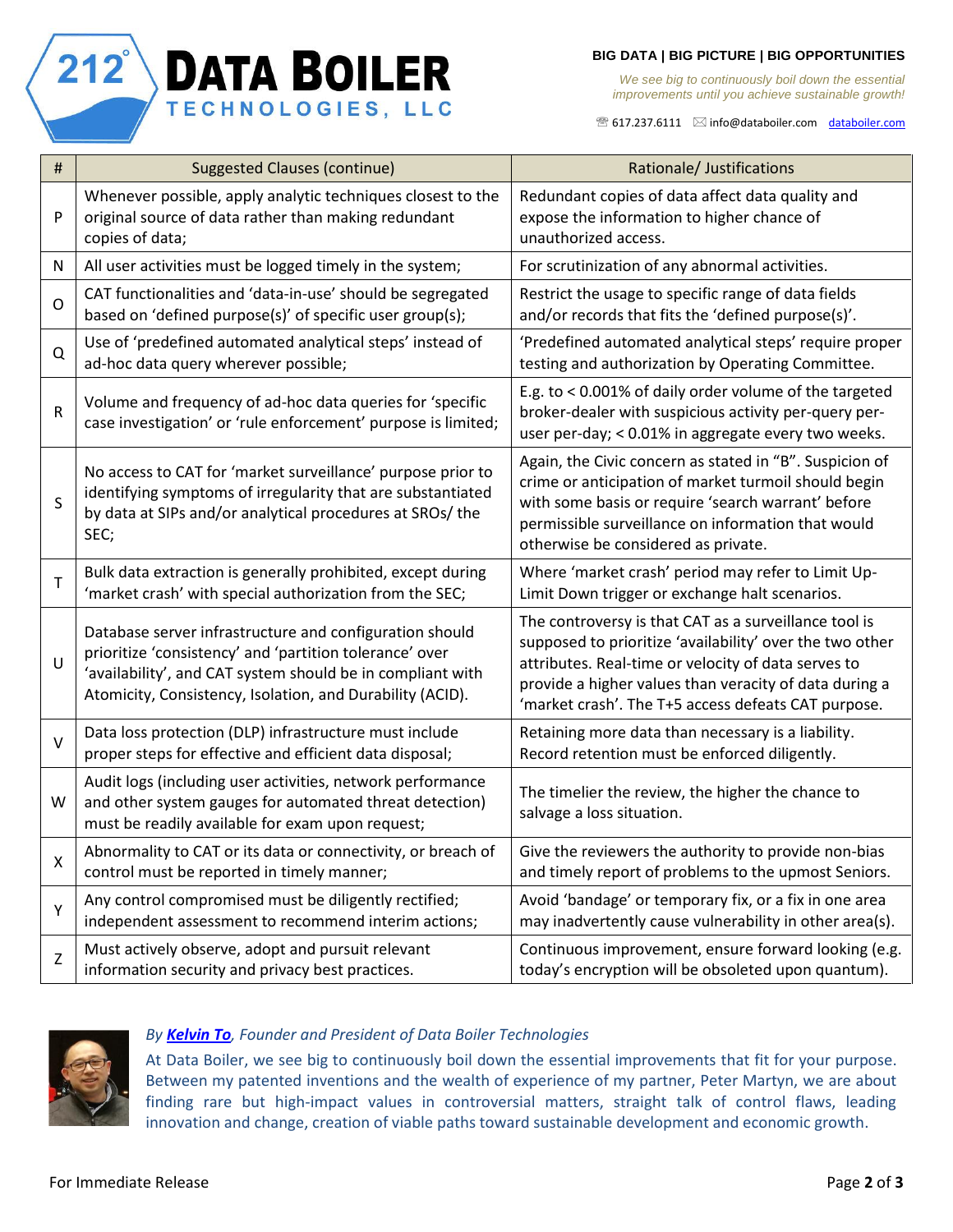| # | Suggested Clauses (continue) | Rationale/ Justifications |
|---|---|---|
| P | Whenever possible, apply analytic techniques closest to the original source of data rather than making redundant copies of data; | Redundant copies of data affect data quality and expose the information to higher chance of unauthorized access. |
| N | All user activities must be logged timely in the system; | For scrutinization of any abnormal activities. |
| O | CAT functionalities and 'data-in-use' should be segregated based on 'defined purpose(s)' of specific user group(s); | Restrict the usage to specific range of data fields and/or records that fits the 'defined purpose(s)'. |
| Q | Use of 'predefined automated analytical steps' instead of ad-hoc data query wherever possible; | 'Predefined automated analytical steps' require proper testing and authorization by Operating Committee. |
| R | Volume and frequency of ad-hoc data queries for 'specific case investigation' or 'rule enforcement' purpose is limited; | E.g. to < 0.001% of daily order volume of the targeted broker-dealer with suspicious activity per-query per-user per-day; < 0.01% in aggregate every two weeks. |
| S | No access to CAT for 'market surveillance' purpose prior to identifying symptoms of irregularity that are substantiated by data at SIPs and/or analytical procedures at SROs/ the SEC; | Again, the Civic concern as stated in "B". Suspicion of crime or anticipation of market turmoil should begin with some basis or require 'search warrant' before permissible surveillance on information that would otherwise be considered as private. |
| T | Bulk data extraction is generally prohibited, except during 'market crash' with special authorization from the SEC; | Where 'market crash' period may refer to Limit Up-Limit Down trigger or exchange halt scenarios. |
| U | Database server infrastructure and configuration should prioritize 'consistency' and 'partition tolerance' over 'availability', and CAT system should be in compliant with Atomicity, Consistency, Isolation, and Durability (ACID). | The controversy is that CAT as a surveillance tool is supposed to prioritize 'availability' over the two other attributes. Real-time or velocity of data serves to provide a higher values than veracity of data during a 'market crash'. The T+5 access defeats CAT purpose. |
| V | Data loss protection (DLP) infrastructure must include proper steps for effective and efficient data disposal; | Retaining more data than necessary is a liability. Record retention must be enforced diligently. |
| W | Audit logs (including user activities, network performance and other system gauges for automated threat detection) must be readily available for exam upon request; | The timelier the review, the higher the chance to salvage a loss situation. |
| X | Abnormality to CAT or its data or connectivity, or breach of control must be reported in timely manner; | Give the reviewers the authority to provide non-bias and timely report of problems to the upmost Seniors. |
| Y | Any control compromised must be diligently rectified; independent assessment to recommend interim actions; | Avoid 'bandage' or temporary fix, or a fix in one area may inadvertently cause vulnerability in other area(s). |
| Z | Must actively observe, adopt and pursuit relevant information security and privacy best practices. | Continuous improvement, ensure forward looking (e.g. today's encryption will be obsoleted upon quantum). |

*By **Kelvin To**, Founder and President of Data Boiler Technologies*

At Data Boiler, we see big to continuously boil down the essential improvements that fit for your purpose. Between my patented inventions and the wealth of experience of my partner, Peter Martyn, we are about finding rare but high-impact values in controversial matters, straight talk of control flaws, leading innovation and change, creation of viable paths toward sustainable development and economic growth.

For Immediate Release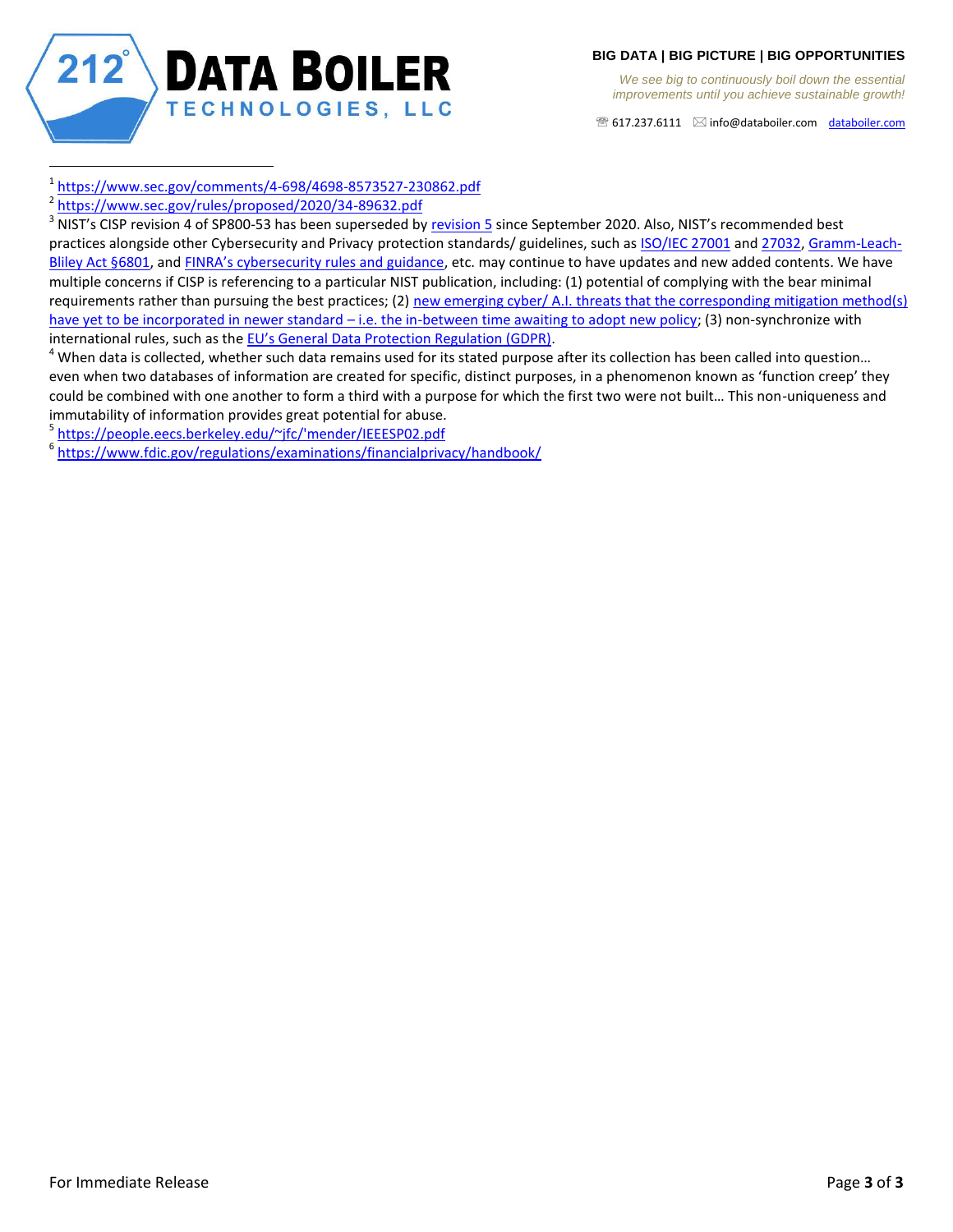[1] https://www.sec.gov/comments/4-698/4698-8573527-230862.pdf

[2] https://www.sec.gov/rules/proposed/2020/34-89632.pdf

[3] NIST's CISP revision 4 of SP800-53 has been superseded by revision 5 since September 2020. Also, NIST's recommended best practices alongside other Cybersecurity and Privacy protection standards/ guidelines, such as ISO/IEC 27001 and 27032, Gramm-Leach-Bliley Act §6801, and FINRA's cybersecurity rules and guidance, etc. may continue to have updates and new added contents. We have multiple concerns if CISP is referencing to a particular NIST publication, including: (1) potential of complying with the bear minimal requirements rather than pursuing the best practices; (2) new emerging cyber/ A.I. threats that the corresponding mitigation method(s) have yet to be incorporated in newer standard – i.e. the in-between time awaiting to adopt new policy; (3) non-synchronize with international rules, such as the EU's General Data Protection Regulation (GDPR).

[4] When data is collected, whether such data remains used for its stated purpose after its collection has been called into question… even when two databases of information are created for specific, distinct purposes, in a phenomenon known as 'function creep' they could be combined with one another to form a third with a purpose for which the first two were not built… This non-uniqueness and immutability of information provides great potential for abuse.

[5] https://people.eecs.berkeley.edu/~jfc/'mender/IEEESP02.pdf

[6] https://www.fdic.gov/regulations/examinations/financialprivacy/handbook/

For Immediate Release